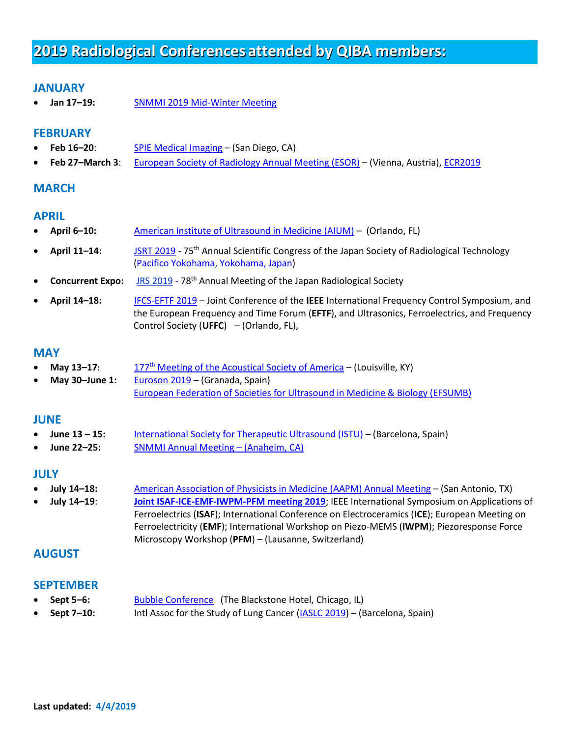# 2019 Radiological Conferences attended by QIBA members:

## JANUARY

- **Jan 17–19:** SNMMI 2019 Mid-Winter Meeting

## FEBRUARY

- **Feb 16–20**: SPIE Medical Imaging – (San Diego, CA)
- **Feb 27–March 3**: European Society of Radiology Annual Meeting (ESOR) – (Vienna, Austria), ECR2019

## MARCH

## APRIL

- **April 6–10:** American Institute of Ultrasound in Medicine (AIUM) – (Orlando, FL)
- **April 11–14:** JSRT 2019 - 75th Annual Scientific Congress of the Japan Society of Radiological Technology (Pacifico Yokohama, Yokohama, Japan)
- **Concurrent Expo:** JRS 2019 - 78th Annual Meeting of the Japan Radiological Society
- **April 14–18:** IFCS-EFTF 2019 – Joint Conference of the **IEEE** International Frequency Control Symposium, and the European Frequency and Time Forum (**EFTF**), and Ultrasonics, Ferroelectrics, and Frequency Control Society (**UFFC**) – (Orlando, FL),

## MAY

- **May 13–17:** 177th Meeting of the Acoustical Society of America – (Louisville, KY)
- **May 30–June 1:** Euroson 2019 – (Granada, Spain)
  European Federation of Societies for Ultrasound in Medicine & Biology (EFSUMB)

## JUNE

- **June 13 – 15:** International Society for Therapeutic Ultrasound (ISTU) – (Barcelona, Spain)
- **June 22–25:** SNMMI Annual Meeting – (Anaheim, CA)

## JULY

- **July 14–18:** American Association of Physicists in Medicine (AAPM) Annual Meeting – (San Antonio, TX)
- **July 14–19**: **Joint ISAF-ICE-EMF-IWPM-PFM meeting 2019**; IEEE International Symposium on Applications of Ferroelectrics (**ISAF**); International Conference on Electroceramics (**ICE**); European Meeting on Ferroelectricity (**EMF**); International Workshop on Piezo-MEMS (**IWPM**); Piezoresponse Force Microscopy Workshop (**PFM**) – (Lausanne, Switzerland)

## AUGUST

## SEPTEMBER

- **Sept 5–6:** Bubble Conference (The Blackstone Hotel, Chicago, IL)
- **Sept 7–10:** Intl Assoc for the Study of Lung Cancer (IASLC 2019) – (Barcelona, Spain)

**Last updated: 4/4/2019**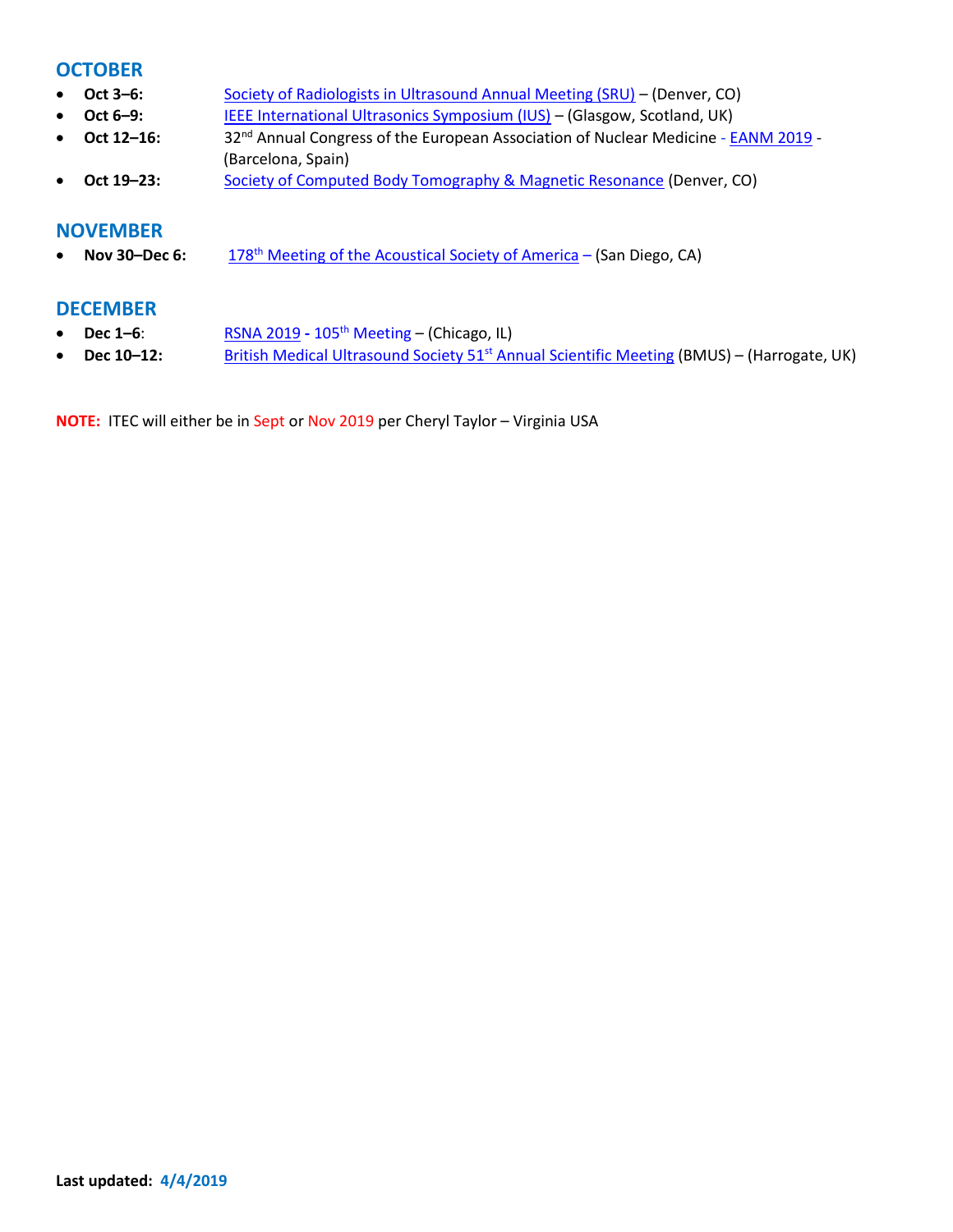## OCTOBER

- **Oct 3–6:** Society of Radiologists in Ultrasound Annual Meeting (SRU) – (Denver, CO)
- **Oct 6–9:** IEEE International Ultrasonics Symposium (IUS) – (Glasgow, Scotland, UK)
- **Oct 12–16:** 32nd Annual Congress of the European Association of Nuclear Medicine - EANM 2019 - (Barcelona, Spain)
- **Oct 19–23:** Society of Computed Body Tomography & Magnetic Resonance (Denver, CO)

## NOVEMBER

- **Nov 30–Dec 6:** 178th Meeting of the Acoustical Society of America – (San Diego, CA)

## DECEMBER

- **Dec 1–6**: RSNA 2019 - 105th Meeting – (Chicago, IL)
- **Dec 10–12:** British Medical Ultrasound Society 51st Annual Scientific Meeting (BMUS) – (Harrogate, UK)

**NOTE:** ITEC will either be in Sept or Nov 2019 per Cheryl Taylor – Virginia USA

**Last updated: 4/4/2019**